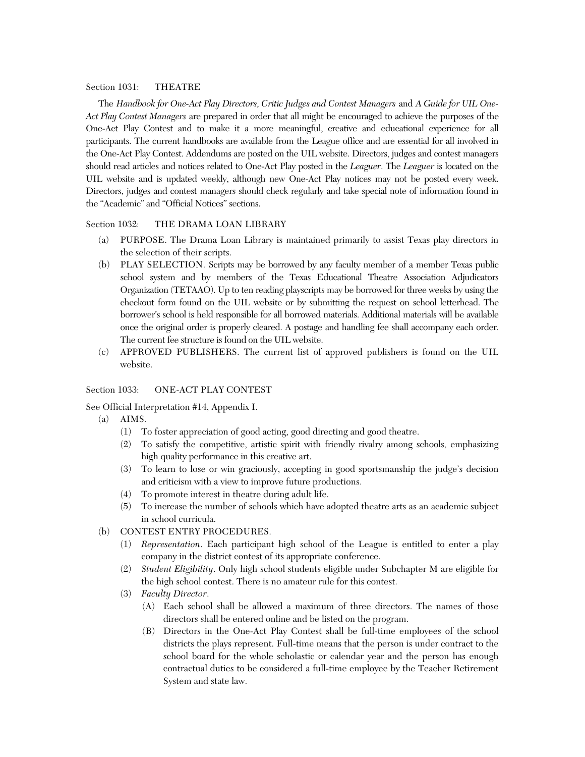## Section 1031: THEATRE

The *Handbook for One-Act Play Directors, Critic Judges and Contest Managers* and *A Guide for UIL One-Act Play Contest Managers* are prepared in order that all might be encouraged to achieve the purposes of the One-Act Play Contest and to make it a more meaningful, creative and educational experience for all participants. The current handbooks are available from the League office and are essential for all involved in the One-Act Play Contest. Addendums are posted on the UIL website. Directors, judges and contest managers should read articles and notices related to One-Act Play posted in the *Leaguer*. The *Leaguer* is located on the UIL website and is updated weekly, although new One-Act Play notices may not be posted every week. Directors, judges and contest managers should check regularly and take special note of information found in the "Academic" and "Official Notices" sections.

## Section 1032: THE DRAMA LOAN LIBRARY

(a) PURPOSE. The Drama Loan Library is maintained primarily to assist Texas play directors in the selection of their scripts.

(b) PLAY SELECTION. Scripts may be borrowed by any faculty member of a member Texas public school system and by members of the Texas Educational Theatre Association Adjudicators Organization (TETAAO). Up to ten reading playscripts may be borrowed for three weeks by using the checkout form found on the UIL website or by submitting the request on school letterhead. The borrower's school is held responsible for all borrowed materials. Additional materials will be available once the original order is properly cleared. A postage and handling fee shall accompany each order. The current fee structure is found on the UIL website.

(c) APPROVED PUBLISHERS. The current list of approved publishers is found on the UIL website.

## Section 1033: ONE-ACT PLAY CONTEST

See Official Interpretation #14, Appendix I.

(a) AIMS.

- (1) To foster appreciation of good acting, good directing and good theatre.
- (2) To satisfy the competitive, artistic spirit with friendly rivalry among schools, emphasizing high quality performance in this creative art.
- (3) To learn to lose or win graciously, accepting in good sportsmanship the judge's decision and criticism with a view to improve future productions.
- (4) To promote interest in theatre during adult life.
- (5) To increase the number of schools which have adopted theatre arts as an academic subject in school curricula.

(b) CONTEST ENTRY PROCEDURES.

- (1) *Representation*. Each participant high school of the League is entitled to enter a play company in the district contest of its appropriate conference.
- (2) *Student Eligibility*. Only high school students eligible under Subchapter M are eligible for the high school contest. There is no amateur rule for this contest.
- (3) *Faculty Director*.
  - (A) Each school shall be allowed a maximum of three directors. The names of those directors shall be entered online and be listed on the program.
  - (B) Directors in the One-Act Play Contest shall be full-time employees of the school districts the plays represent. Full-time means that the person is under contract to the school board for the whole scholastic or calendar year and the person has enough contractual duties to be considered a full-time employee by the Teacher Retirement System and state law.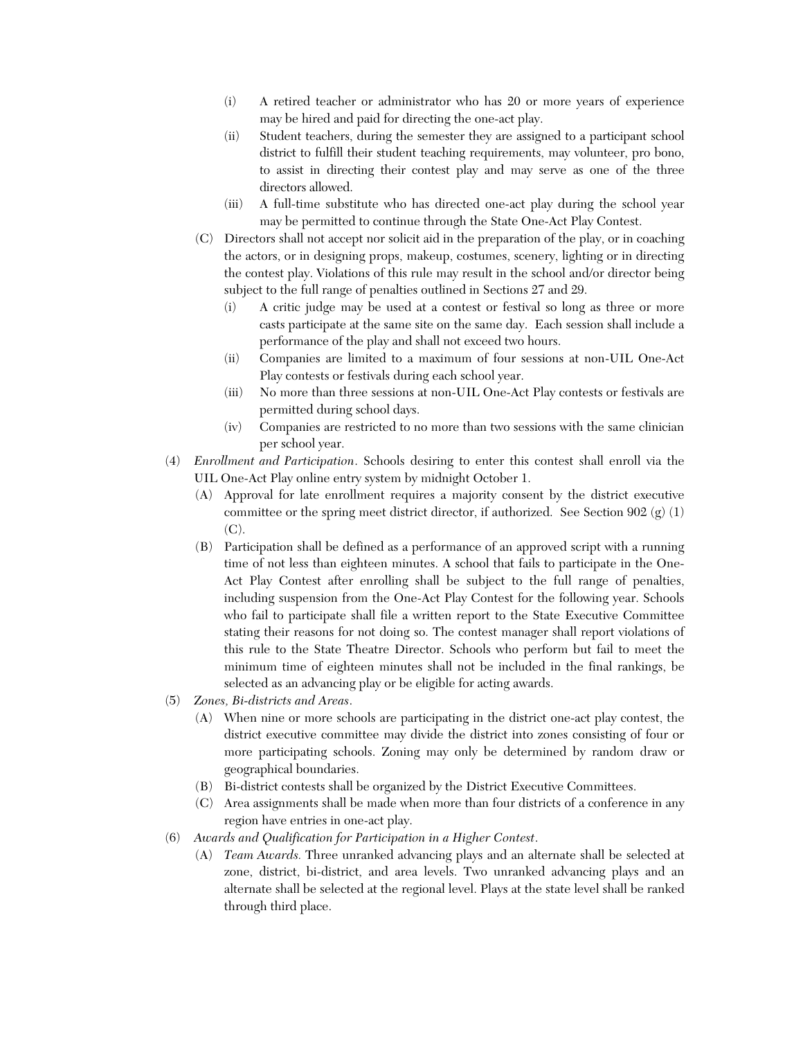(i) A retired teacher or administrator who has 20 or more years of experience may be hired and paid for directing the one-act play.

(ii) Student teachers, during the semester they are assigned to a participant school district to fulfill their student teaching requirements, may volunteer, pro bono, to assist in directing their contest play and may serve as one of the three directors allowed.

(iii) A full-time substitute who has directed one-act play during the school year may be permitted to continue through the State One-Act Play Contest.

(C) Directors shall not accept nor solicit aid in the preparation of the play, or in coaching the actors, or in designing props, makeup, costumes, scenery, lighting or in directing the contest play. Violations of this rule may result in the school and/or director being subject to the full range of penalties outlined in Sections 27 and 29.

(i) A critic judge may be used at a contest or festival so long as three or more casts participate at the same site on the same day. Each session shall include a performance of the play and shall not exceed two hours.

(ii) Companies are limited to a maximum of four sessions at non-UIL One-Act Play contests or festivals during each school year.

(iii) No more than three sessions at non-UIL One-Act Play contests or festivals are permitted during school days.

(iv) Companies are restricted to no more than two sessions with the same clinician per school year.

(4) *Enrollment and Participation*. Schools desiring to enter this contest shall enroll via the UIL One-Act Play online entry system by midnight October 1.

(A) Approval for late enrollment requires a majority consent by the district executive committee or the spring meet district director, if authorized. See Section 902 (g) (1) (C).

(B) Participation shall be defined as a performance of an approved script with a running time of not less than eighteen minutes. A school that fails to participate in the One-Act Play Contest after enrolling shall be subject to the full range of penalties, including suspension from the One-Act Play Contest for the following year. Schools who fail to participate shall file a written report to the State Executive Committee stating their reasons for not doing so. The contest manager shall report violations of this rule to the State Theatre Director. Schools who perform but fail to meet the minimum time of eighteen minutes shall not be included in the final rankings, be selected as an advancing play or be eligible for acting awards.

(5) *Zones, Bi-districts and Areas*.

(A) When nine or more schools are participating in the district one-act play contest, the district executive committee may divide the district into zones consisting of four or more participating schools. Zoning may only be determined by random draw or geographical boundaries.

(B) Bi-district contests shall be organized by the District Executive Committees.

(C) Area assignments shall be made when more than four districts of a conference in any region have entries in one-act play.

(6) *Awards and Qualification for Participation in a Higher Contest*.

(A) *Team Awards.* Three unranked advancing plays and an alternate shall be selected at zone, district, bi-district, and area levels. Two unranked advancing plays and an alternate shall be selected at the regional level. Plays at the state level shall be ranked through third place.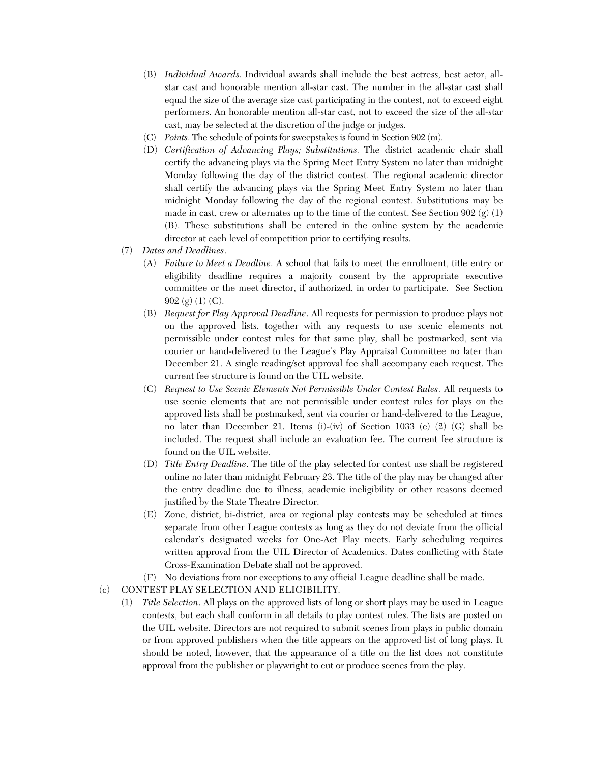(B) *Individual Awards.* Individual awards shall include the best actress, best actor, all-star cast and honorable mention all-star cast. The number in the all-star cast shall equal the size of the average size cast participating in the contest, not to exceed eight performers. An honorable mention all-star cast, not to exceed the size of the all-star cast, may be selected at the discretion of the judge or judges.

(C) *Points.* The schedule of points for sweepstakes is found in Section 902 (m).

(D) *Certification of Advancing Plays; Substitutions.* The district academic chair shall certify the advancing plays via the Spring Meet Entry System no later than midnight Monday following the day of the district contest. The regional academic director shall certify the advancing plays via the Spring Meet Entry System no later than midnight Monday following the day of the regional contest. Substitutions may be made in cast, crew or alternates up to the time of the contest. See Section 902 (g) (1) (B). These substitutions shall be entered in the online system by the academic director at each level of competition prior to certifying results.

(7) *Dates and Deadlines.*

(A) *Failure to Meet a Deadline.* A school that fails to meet the enrollment, title entry or eligibility deadline requires a majority consent by the appropriate executive committee or the meet director, if authorized, in order to participate. See Section 902 (g) (1) (C).

(B) *Request for Play Approval Deadline.* All requests for permission to produce plays not on the approved lists, together with any requests to use scenic elements not permissible under contest rules for that same play, shall be postmarked, sent via courier or hand-delivered to the League's Play Appraisal Committee no later than December 21. A single reading/set approval fee shall accompany each request. The current fee structure is found on the UIL website.

(C) *Request to Use Scenic Elements Not Permissible Under Contest Rules.* All requests to use scenic elements that are not permissible under contest rules for plays on the approved lists shall be postmarked, sent via courier or hand-delivered to the League, no later than December 21. Items (i)-(iv) of Section 1033 (c) (2) (G) shall be included. The request shall include an evaluation fee. The current fee structure is found on the UIL website.

(D) *Title Entry Deadline.* The title of the play selected for contest use shall be registered online no later than midnight February 23. The title of the play may be changed after the entry deadline due to illness, academic ineligibility or other reasons deemed justified by the State Theatre Director.

(E) Zone, district, bi-district, area or regional play contests may be scheduled at times separate from other League contests as long as they do not deviate from the official calendar's designated weeks for One-Act Play meets. Early scheduling requires written approval from the UIL Director of Academics. Dates conflicting with State Cross-Examination Debate shall not be approved.

(F) No deviations from nor exceptions to any official League deadline shall be made.

(c) CONTEST PLAY SELECTION AND ELIGIBILITY.

(1) *Title Selection.* All plays on the approved lists of long or short plays may be used in League contests, but each shall conform in all details to play contest rules. The lists are posted on the UIL website. Directors are not required to submit scenes from plays in public domain or from approved publishers when the title appears on the approved list of long plays. It should be noted, however, that the appearance of a title on the list does not constitute approval from the publisher or playwright to cut or produce scenes from the play.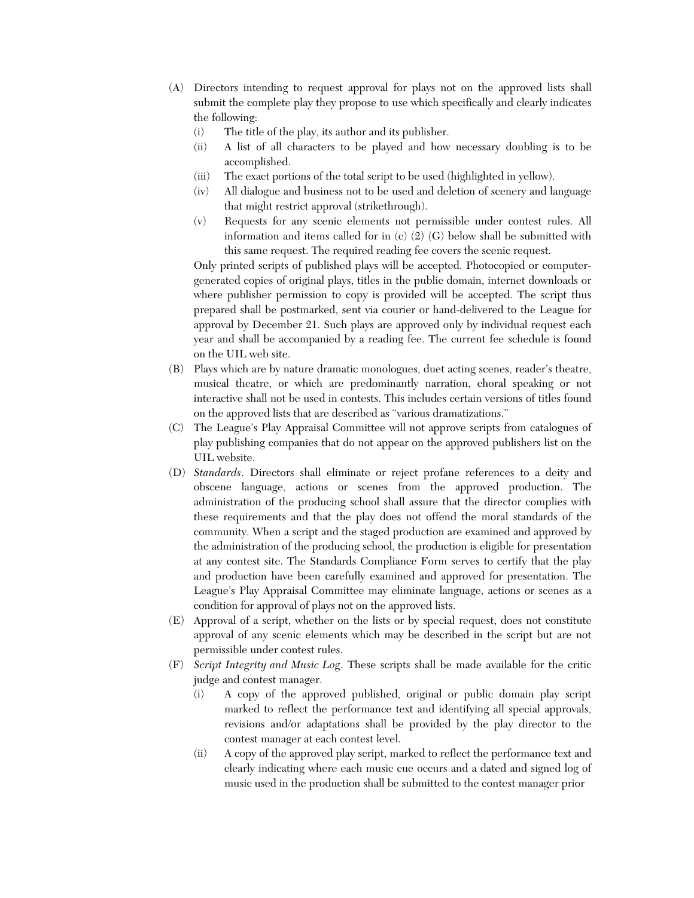(A) Directors intending to request approval for plays not on the approved lists shall submit the complete play they propose to use which specifically and clearly indicates the following:
  (i) The title of the play, its author and its publisher.
  (ii) A list of all characters to be played and how necessary doubling is to be accomplished.
  (iii) The exact portions of the total script to be used (highlighted in yellow).
  (iv) All dialogue and business not to be used and deletion of scenery and language that might restrict approval (strikethrough).
  (v) Requests for any scenic elements not permissible under contest rules. All information and items called for in (c) (2) (G) below shall be submitted with this same request. The required reading fee covers the scenic request.

  Only printed scripts of published plays will be accepted. Photocopied or computer-generated copies of original plays, titles in the public domain, internet downloads or where publisher permission to copy is provided will be accepted. The script thus prepared shall be postmarked, sent via courier or hand-delivered to the League for approval by December 21. Such plays are approved only by individual request each year and shall be accompanied by a reading fee. The current fee schedule is found on the UIL web site.

(B) Plays which are by nature dramatic monologues, duet acting scenes, reader's theatre, musical theatre, or which are predominantly narration, choral speaking or not interactive shall not be used in contests. This includes certain versions of titles found on the approved lists that are described as "various dramatizations."

(C) The League's Play Appraisal Committee will not approve scripts from catalogues of play publishing companies that do not appear on the approved publishers list on the UIL website.

(D) *Standards*. Directors shall eliminate or reject profane references to a deity and obscene language, actions or scenes from the approved production. The administration of the producing school shall assure that the director complies with these requirements and that the play does not offend the moral standards of the community. When a script and the staged production are examined and approved by the administration of the producing school, the production is eligible for presentation at any contest site. The Standards Compliance Form serves to certify that the play and production have been carefully examined and approved for presentation. The League's Play Appraisal Committee may eliminate language, actions or scenes as a condition for approval of plays not on the approved lists.

(E) Approval of a script, whether on the lists or by special request, does not constitute approval of any scenic elements which may be described in the script but are not permissible under contest rules.

(F) *Script Integrity and Music Log*. These scripts shall be made available for the critic judge and contest manager.
  (i) A copy of the approved published, original or public domain play script marked to reflect the performance text and identifying all special approvals, revisions and/or adaptations shall be provided by the play director to the contest manager at each contest level.
  (ii) A copy of the approved play script, marked to reflect the performance text and clearly indicating where each music cue occurs and a dated and signed log of music used in the production shall be submitted to the contest manager prior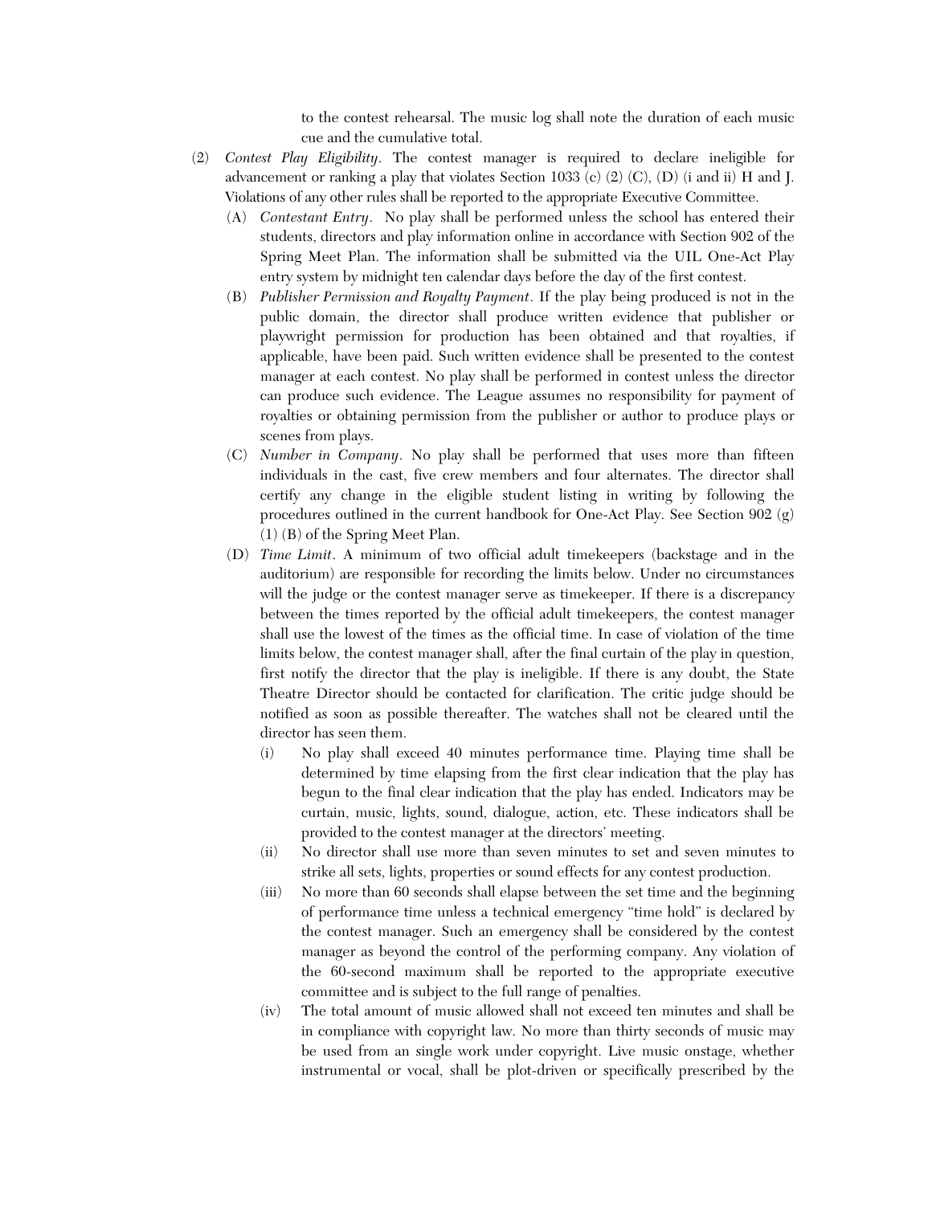to the contest rehearsal. The music log shall note the duration of each music cue and the cumulative total.

(2) *Contest Play Eligibility*. The contest manager is required to declare ineligible for advancement or ranking a play that violates Section 1033 (c) (2) (C), (D) (i and ii) H and J. Violations of any other rules shall be reported to the appropriate Executive Committee.

(A) *Contestant Entry*. No play shall be performed unless the school has entered their students, directors and play information online in accordance with Section 902 of the Spring Meet Plan. The information shall be submitted via the UIL One-Act Play entry system by midnight ten calendar days before the day of the first contest.

(B) *Publisher Permission and Royalty Payment*. If the play being produced is not in the public domain, the director shall produce written evidence that publisher or playwright permission for production has been obtained and that royalties, if applicable, have been paid. Such written evidence shall be presented to the contest manager at each contest. No play shall be performed in contest unless the director can produce such evidence. The League assumes no responsibility for payment of royalties or obtaining permission from the publisher or author to produce plays or scenes from plays.

(C) *Number in Company*. No play shall be performed that uses more than fifteen individuals in the cast, five crew members and four alternates. The director shall certify any change in the eligible student listing in writing by following the procedures outlined in the current handbook for One-Act Play. See Section 902 (g) (1) (B) of the Spring Meet Plan.

(D) *Time Limit*. A minimum of two official adult timekeepers (backstage and in the auditorium) are responsible for recording the limits below. Under no circumstances will the judge or the contest manager serve as timekeeper. If there is a discrepancy between the times reported by the official adult timekeepers, the contest manager shall use the lowest of the times as the official time. In case of violation of the time limits below, the contest manager shall, after the final curtain of the play in question, first notify the director that the play is ineligible. If there is any doubt, the State Theatre Director should be contacted for clarification. The critic judge should be notified as soon as possible thereafter. The watches shall not be cleared until the director has seen them.

(i) No play shall exceed 40 minutes performance time. Playing time shall be determined by time elapsing from the first clear indication that the play has begun to the final clear indication that the play has ended. Indicators may be curtain, music, lights, sound, dialogue, action, etc. These indicators shall be provided to the contest manager at the directors' meeting.

(ii) No director shall use more than seven minutes to set and seven minutes to strike all sets, lights, properties or sound effects for any contest production.

(iii) No more than 60 seconds shall elapse between the set time and the beginning of performance time unless a technical emergency "time hold" is declared by the contest manager. Such an emergency shall be considered by the contest manager as beyond the control of the performing company. Any violation of the 60-second maximum shall be reported to the appropriate executive committee and is subject to the full range of penalties.

(iv) The total amount of music allowed shall not exceed ten minutes and shall be in compliance with copyright law. No more than thirty seconds of music may be used from an single work under copyright. Live music onstage, whether instrumental or vocal, shall be plot-driven or specifically prescribed by the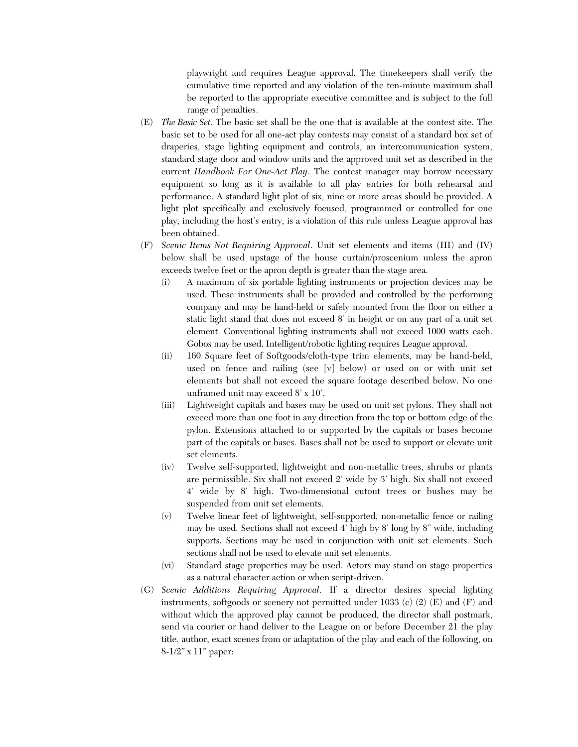playwright and requires League approval. The timekeepers shall verify the cumulative time reported and any violation of the ten-minute maximum shall be reported to the appropriate executive committee and is subject to the full range of penalties.

(E) *The Basic Set*. The basic set shall be the one that is available at the contest site. The basic set to be used for all one-act play contests may consist of a standard box set of draperies, stage lighting equipment and controls, an intercommunication system, standard stage door and window units and the approved unit set as described in the current *Handbook For One-Act Play*. The contest manager may borrow necessary equipment so long as it is available to all play entries for both rehearsal and performance. A standard light plot of six, nine or more areas should be provided. A light plot specifically and exclusively focused, programmed or controlled for one play, including the host's entry, is a violation of this rule unless League approval has been obtained.

(F) *Scenic Items Not Requiring Approval*. Unit set elements and items (III) and (IV) below shall be used upstage of the house curtain/proscenium unless the apron exceeds twelve feet or the apron depth is greater than the stage area.

- (i) A maximum of six portable lighting instruments or projection devices may be used. These instruments shall be provided and controlled by the performing company and may be hand-held or safely mounted from the floor on either a static light stand that does not exceed 8' in height or on any part of a unit set element. Conventional lighting instruments shall not exceed 1000 watts each. Gobos may be used. Intelligent/robotic lighting requires League approval.
- (ii) 160 Square feet of Softgoods/cloth-type trim elements, may be hand-held, used on fence and railing (see [v] below) or used on or with unit set elements but shall not exceed the square footage described below. No one unframed unit may exceed 8' x 10'.
- (iii) Lightweight capitals and bases may be used on unit set pylons. They shall not exceed more than one foot in any direction from the top or bottom edge of the pylon. Extensions attached to or supported by the capitals or bases become part of the capitals or bases. Bases shall not be used to support or elevate unit set elements.
- (iv) Twelve self-supported, lightweight and non-metallic trees, shrubs or plants are permissible. Six shall not exceed 2' wide by 3' high. Six shall not exceed 4' wide by 8' high. Two-dimensional cutout trees or bushes may be suspended from unit set elements.
- (v) Twelve linear feet of lightweight, self-supported, non-metallic fence or railing may be used. Sections shall not exceed 4' high by 8' long by 8" wide, including supports. Sections may be used in conjunction with unit set elements. Such sections shall not be used to elevate unit set elements.
- (vi) Standard stage properties may be used. Actors may stand on stage properties as a natural character action or when script-driven.

(G) *Scenic Additions Requiring Approval*. If a director desires special lighting instruments, softgoods or scenery not permitted under 1033 (c) (2) (E) and (F) and without which the approved play cannot be produced, the director shall postmark, send via courier or hand deliver to the League on or before December 21 the play title, author, exact scenes from or adaptation of the play and each of the following, on 8-1/2" x 11" paper: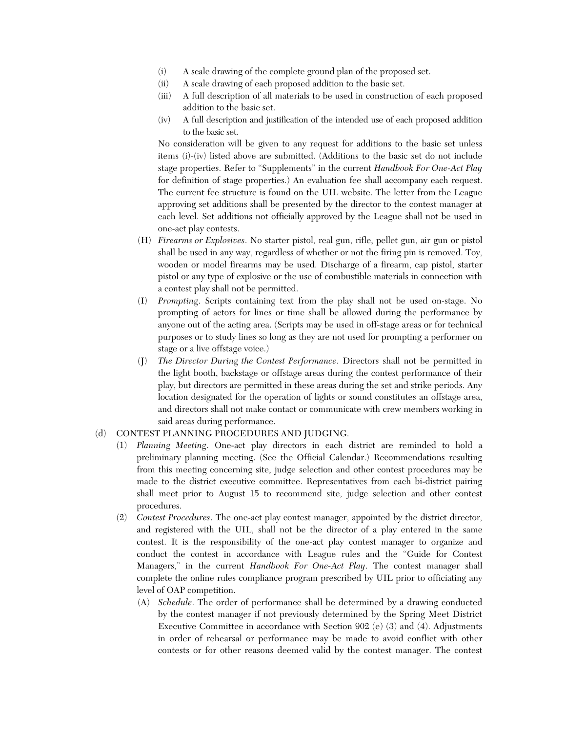(i) A scale drawing of the complete ground plan of the proposed set.

(ii) A scale drawing of each proposed addition to the basic set.

(iii) A full description of all materials to be used in construction of each proposed addition to the basic set.

(iv) A full description and justification of the intended use of each proposed addition to the basic set.

No consideration will be given to any request for additions to the basic set unless items (i)-(iv) listed above are submitted. (Additions to the basic set do not include stage properties. Refer to "Supplements" in the current *Handbook For One-Act Play* for definition of stage properties.) An evaluation fee shall accompany each request. The current fee structure is found on the UIL website. The letter from the League approving set additions shall be presented by the director to the contest manager at each level. Set additions not officially approved by the League shall not be used in one-act play contests.

(H) *Firearms or Explosives*. No starter pistol, real gun, rifle, pellet gun, air gun or pistol shall be used in any way, regardless of whether or not the firing pin is removed. Toy, wooden or model firearms may be used. Discharge of a firearm, cap pistol, starter pistol or any type of explosive or the use of combustible materials in connection with a contest play shall not be permitted.

(I) *Prompting*. Scripts containing text from the play shall not be used on-stage. No prompting of actors for lines or time shall be allowed during the performance by anyone out of the acting area. (Scripts may be used in off-stage areas or for technical purposes or to study lines so long as they are not used for prompting a performer on stage or a live offstage voice.)

(J) *The Director During the Contest Performance*. Directors shall not be permitted in the light booth, backstage or offstage areas during the contest performance of their play, but directors are permitted in these areas during the set and strike periods. Any location designated for the operation of lights or sound constitutes an offstage area, and directors shall not make contact or communicate with crew members working in said areas during performance.

(d) CONTEST PLANNING PROCEDURES AND JUDGING.

(1) *Planning Meeting*. One-act play directors in each district are reminded to hold a preliminary planning meeting. (See the Official Calendar.) Recommendations resulting from this meeting concerning site, judge selection and other contest procedures may be made to the district executive committee. Representatives from each bi-district pairing shall meet prior to August 15 to recommend site, judge selection and other contest procedures.

(2) *Contest Procedures*. The one-act play contest manager, appointed by the district director, and registered with the UIL, shall not be the director of a play entered in the same contest. It is the responsibility of the one-act play contest manager to organize and conduct the contest in accordance with League rules and the "Guide for Contest Managers," in the current *Handbook For One-Act Play*. The contest manager shall complete the online rules compliance program prescribed by UIL prior to officiating any level of OAP competition.

(A) *Schedule*. The order of performance shall be determined by a drawing conducted by the contest manager if not previously determined by the Spring Meet District Executive Committee in accordance with Section 902 (e) (3) and (4). Adjustments in order of rehearsal or performance may be made to avoid conflict with other contests or for other reasons deemed valid by the contest manager. The contest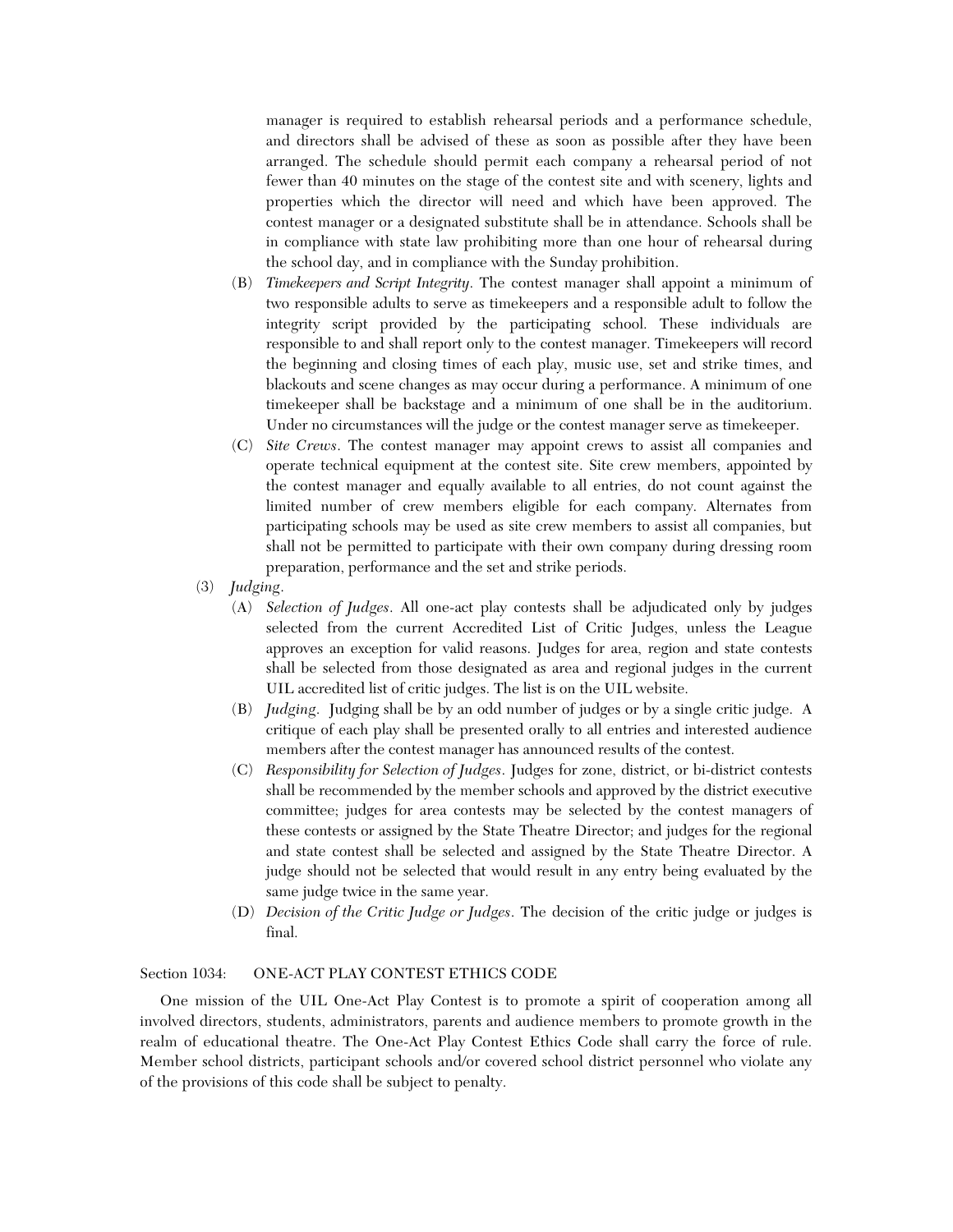manager is required to establish rehearsal periods and a performance schedule, and directors shall be advised of these as soon as possible after they have been arranged. The schedule should permit each company a rehearsal period of not fewer than 40 minutes on the stage of the contest site and with scenery, lights and properties which the director will need and which have been approved. The contest manager or a designated substitute shall be in attendance. Schools shall be in compliance with state law prohibiting more than one hour of rehearsal during the school day, and in compliance with the Sunday prohibition.

(B) *Timekeepers and Script Integrity*. The contest manager shall appoint a minimum of two responsible adults to serve as timekeepers and a responsible adult to follow the integrity script provided by the participating school. These individuals are responsible to and shall report only to the contest manager. Timekeepers will record the beginning and closing times of each play, music use, set and strike times, and blackouts and scene changes as may occur during a performance. A minimum of one timekeeper shall be backstage and a minimum of one shall be in the auditorium. Under no circumstances will the judge or the contest manager serve as timekeeper.

(C) *Site Crews*. The contest manager may appoint crews to assist all companies and operate technical equipment at the contest site. Site crew members, appointed by the contest manager and equally available to all entries, do not count against the limited number of crew members eligible for each company. Alternates from participating schools may be used as site crew members to assist all companies, but shall not be permitted to participate with their own company during dressing room preparation, performance and the set and strike periods.

(3) *Judging*.

(A) *Selection of Judges*. All one-act play contests shall be adjudicated only by judges selected from the current Accredited List of Critic Judges, unless the League approves an exception for valid reasons. Judges for area, region and state contests shall be selected from those designated as area and regional judges in the current UIL accredited list of critic judges. The list is on the UIL website.

(B) *Judging*. Judging shall be by an odd number of judges or by a single critic judge. A critique of each play shall be presented orally to all entries and interested audience members after the contest manager has announced results of the contest.

(C) *Responsibility for Selection of Judges*. Judges for zone, district, or bi-district contests shall be recommended by the member schools and approved by the district executive committee; judges for area contests may be selected by the contest managers of these contests or assigned by the State Theatre Director; and judges for the regional and state contest shall be selected and assigned by the State Theatre Director. A judge should not be selected that would result in any entry being evaluated by the same judge twice in the same year.

(D) *Decision of the Critic Judge or Judges*. The decision of the critic judge or judges is final.

Section 1034: ONE-ACT PLAY CONTEST ETHICS CODE

One mission of the UIL One-Act Play Contest is to promote a spirit of cooperation among all involved directors, students, administrators, parents and audience members to promote growth in the realm of educational theatre. The One-Act Play Contest Ethics Code shall carry the force of rule. Member school districts, participant schools and/or covered school district personnel who violate any of the provisions of this code shall be subject to penalty.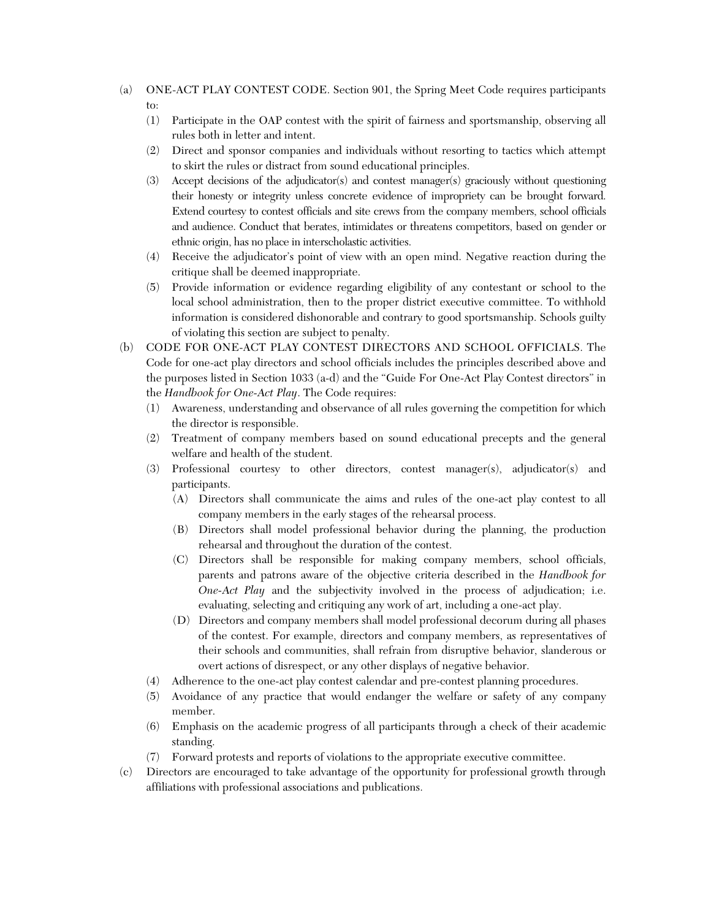(a) ONE-ACT PLAY CONTEST CODE. Section 901, the Spring Meet Code requires participants to:

(1) Participate in the OAP contest with the spirit of fairness and sportsmanship, observing all rules both in letter and intent.

(2) Direct and sponsor companies and individuals without resorting to tactics which attempt to skirt the rules or distract from sound educational principles.

(3) Accept decisions of the adjudicator(s) and contest manager(s) graciously without questioning their honesty or integrity unless concrete evidence of impropriety can be brought forward. Extend courtesy to contest officials and site crews from the company members, school officials and audience. Conduct that berates, intimidates or threatens competitors, based on gender or ethnic origin, has no place in interscholastic activities.

(4) Receive the adjudicator's point of view with an open mind. Negative reaction during the critique shall be deemed inappropriate.

(5) Provide information or evidence regarding eligibility of any contestant or school to the local school administration, then to the proper district executive committee. To withhold information is considered dishonorable and contrary to good sportsmanship. Schools guilty of violating this section are subject to penalty.

(b) CODE FOR ONE-ACT PLAY CONTEST DIRECTORS AND SCHOOL OFFICIALS. The Code for one-act play directors and school officials includes the principles described above and the purposes listed in Section 1033 (a-d) and the "Guide For One-Act Play Contest directors" in the *Handbook for One-Act Play*. The Code requires:

(1) Awareness, understanding and observance of all rules governing the competition for which the director is responsible.

(2) Treatment of company members based on sound educational precepts and the general welfare and health of the student.

(3) Professional courtesy to other directors, contest manager(s), adjudicator(s) and participants.

(A) Directors shall communicate the aims and rules of the one-act play contest to all company members in the early stages of the rehearsal process.

(B) Directors shall model professional behavior during the planning, the production rehearsal and throughout the duration of the contest.

(C) Directors shall be responsible for making company members, school officials, parents and patrons aware of the objective criteria described in the *Handbook for One-Act Play* and the subjectivity involved in the process of adjudication; i.e. evaluating, selecting and critiquing any work of art, including a one-act play.

(D) Directors and company members shall model professional decorum during all phases of the contest. For example, directors and company members, as representatives of their schools and communities, shall refrain from disruptive behavior, slanderous or overt actions of disrespect, or any other displays of negative behavior.

(4) Adherence to the one-act play contest calendar and pre-contest planning procedures.

(5) Avoidance of any practice that would endanger the welfare or safety of any company member.

(6) Emphasis on the academic progress of all participants through a check of their academic standing.

(7) Forward protests and reports of violations to the appropriate executive committee.

(c) Directors are encouraged to take advantage of the opportunity for professional growth through affiliations with professional associations and publications.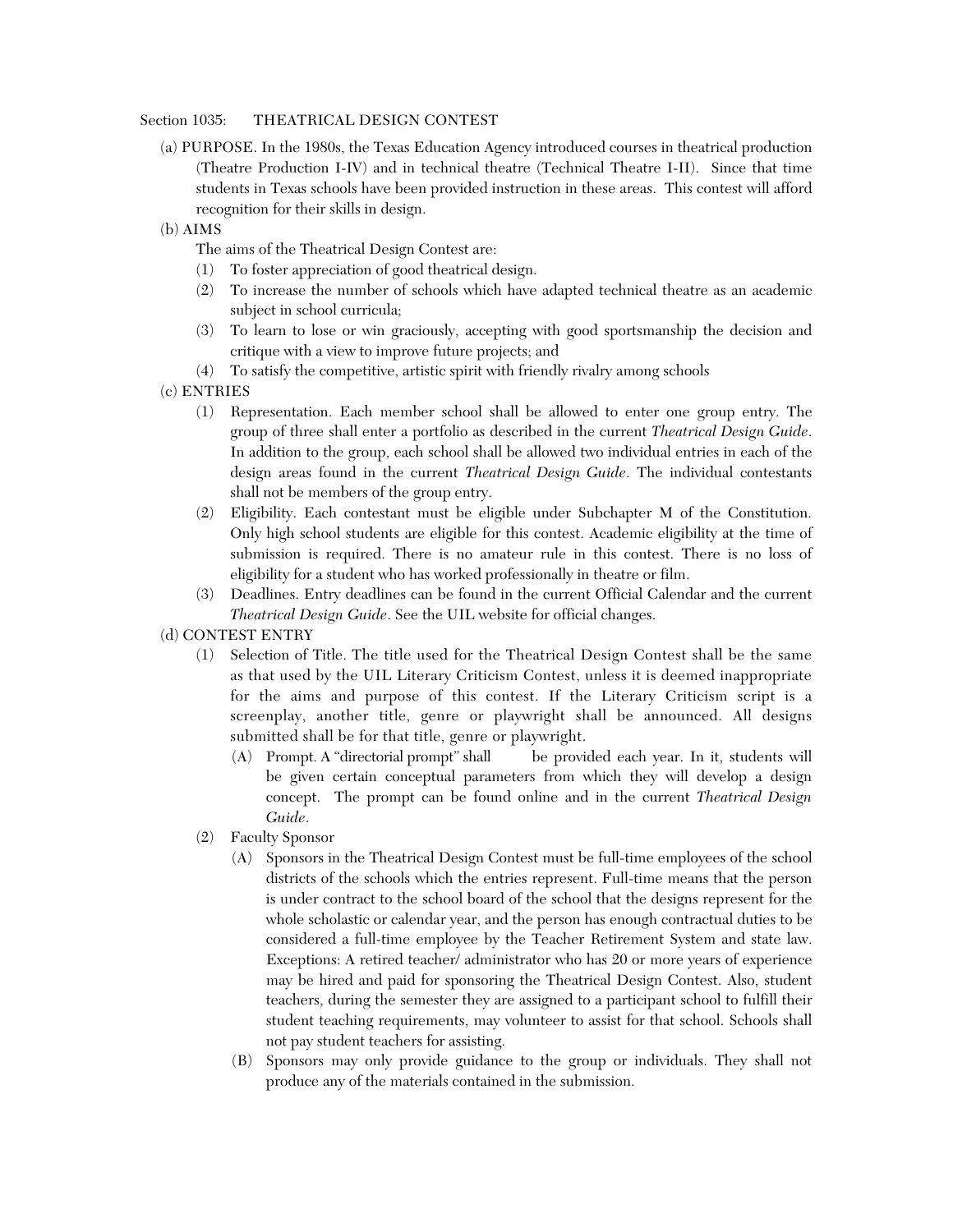Section 1035: THEATRICAL DESIGN CONTEST

(a) PURPOSE. In the 1980s, the Texas Education Agency introduced courses in theatrical production (Theatre Production I-IV) and in technical theatre (Technical Theatre I-II). Since that time students in Texas schools have been provided instruction in these areas. This contest will afford recognition for their skills in design.

(b) AIMS

The aims of the Theatrical Design Contest are:

(1) To foster appreciation of good theatrical design.

(2) To increase the number of schools which have adapted technical theatre as an academic subject in school curricula;

(3) To learn to lose or win graciously, accepting with good sportsmanship the decision and critique with a view to improve future projects; and

(4) To satisfy the competitive, artistic spirit with friendly rivalry among schools

(c) ENTRIES

(1) Representation. Each member school shall be allowed to enter one group entry. The group of three shall enter a portfolio as described in the current *Theatrical Design Guide*. In addition to the group, each school shall be allowed two individual entries in each of the design areas found in the current *Theatrical Design Guide*. The individual contestants shall not be members of the group entry.

(2) Eligibility. Each contestant must be eligible under Subchapter M of the Constitution. Only high school students are eligible for this contest. Academic eligibility at the time of submission is required. There is no amateur rule in this contest. There is no loss of eligibility for a student who has worked professionally in theatre or film.

(3) Deadlines. Entry deadlines can be found in the current Official Calendar and the current *Theatrical Design Guide*. See the UIL website for official changes.

(d) CONTEST ENTRY

(1) Selection of Title. The title used for the Theatrical Design Contest shall be the same as that used by the UIL Literary Criticism Contest, unless it is deemed inappropriate for the aims and purpose of this contest. If the Literary Criticism script is a screenplay, another title, genre or playwright shall be announced. All designs submitted shall be for that title, genre or playwright.

(A) Prompt. A "directorial prompt" shall be provided each year. In it, students will be given certain conceptual parameters from which they will develop a design concept. The prompt can be found online and in the current *Theatrical Design Guide*.

(2) Faculty Sponsor

(A) Sponsors in the Theatrical Design Contest must be full-time employees of the school districts of the schools which the entries represent. Full-time means that the person is under contract to the school board of the school that the designs represent for the whole scholastic or calendar year, and the person has enough contractual duties to be considered a full-time employee by the Teacher Retirement System and state law. Exceptions: A retired teacher/ administrator who has 20 or more years of experience may be hired and paid for sponsoring the Theatrical Design Contest. Also, student teachers, during the semester they are assigned to a participant school to fulfill their student teaching requirements, may volunteer to assist for that school. Schools shall not pay student teachers for assisting.

(B) Sponsors may only provide guidance to the group or individuals. They shall not produce any of the materials contained in the submission.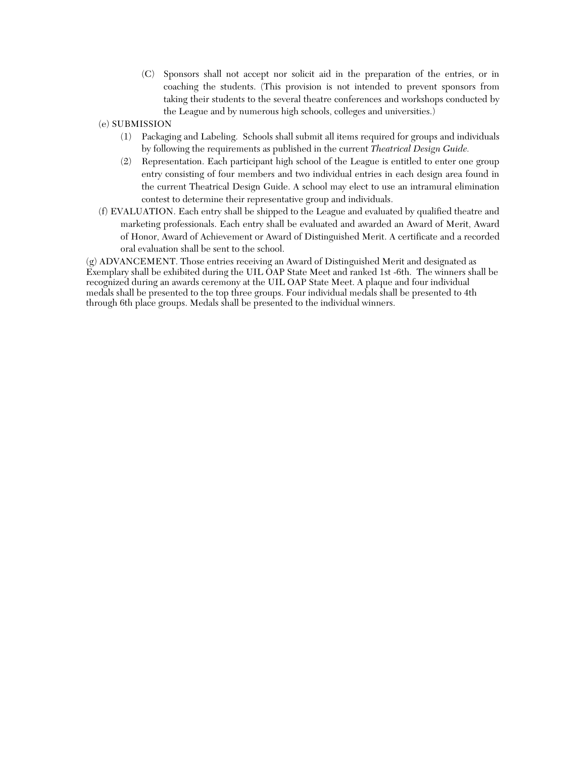(C) Sponsors shall not accept nor solicit aid in the preparation of the entries, or in coaching the students. (This provision is not intended to prevent sponsors from taking their students to the several theatre conferences and workshops conducted by the League and by numerous high schools, colleges and universities.)

(e) SUBMISSION

(1) Packaging and Labeling. Schools shall submit all items required for groups and individuals by following the requirements as published in the current *Theatrical Design Guide.*

(2) Representation. Each participant high school of the League is entitled to enter one group entry consisting of four members and two individual entries in each design area found in the current Theatrical Design Guide. A school may elect to use an intramural elimination contest to determine their representative group and individuals.

(f) EVALUATION. Each entry shall be shipped to the League and evaluated by qualified theatre and marketing professionals. Each entry shall be evaluated and awarded an Award of Merit, Award of Honor, Award of Achievement or Award of Distinguished Merit. A certificate and a recorded oral evaluation shall be sent to the school.

(g) ADVANCEMENT. Those entries receiving an Award of Distinguished Merit and designated as Exemplary shall be exhibited during the UIL OAP State Meet and ranked 1st -6th. The winners shall be recognized during an awards ceremony at the UIL OAP State Meet. A plaque and four individual medals shall be presented to the top three groups. Four individual medals shall be presented to 4th through 6th place groups. Medals shall be presented to the individual winners.